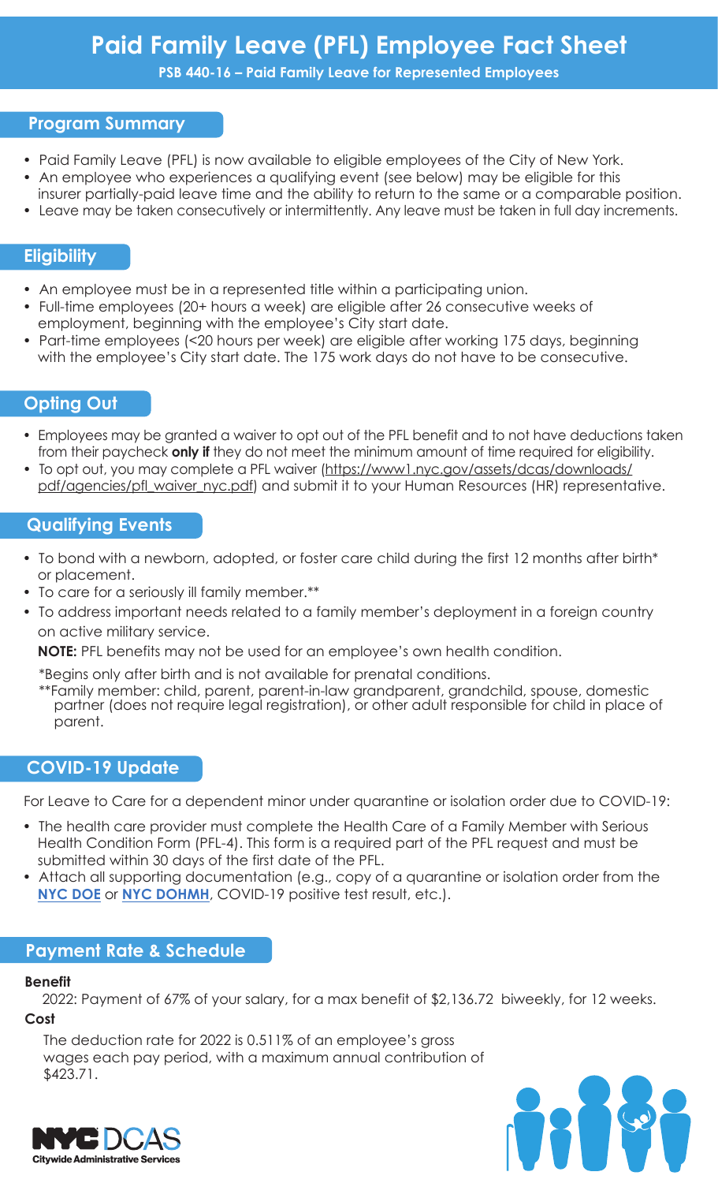# Paid Family Leave (PFL) Employee Fact Sheet

**PSB 440-16 – Paid Family Leave for Represented Employees**

## Program Summary

- Paid Family Leave (PFL) is now available to eligible employees of the City of New York.
- An employee who experiences a qualifying event (see below) may be eligible for this insurer partially-paid leave time and the ability to return to the same or a comparable position.
- Leave may be taken consecutively or intermittently. Any leave must be taken in full day increments.

## Eligibility

- An employee must be in a represented title within a participating union.
- Full-time employees (20+ hours a week) are eligible after 26 consecutive weeks of employment, beginning with the employee's City start date.
- Part-time employees (<20 hours per week) are eligible after working 175 days, beginning with the employee's City start date. The 175 work days do not have to be consecutive.

## Opting Out

- Employees may be granted a waiver to opt out of the PFL benefit and to not have deductions taken from their paycheck **only if** they do not meet the minimum amount of time required for eligibility.
- To opt out, you may complete a PFL waiver (https://www1.nyc.gov/assets/dcas/downloads/pdf/agencies/pfl_waiver_nyc.pdf) and submit it to your Human Resources (HR) representative.

## Qualifying Events

- To bond with a newborn, adopted, or foster care child during the first 12 months after birth* or placement.
- To care for a seriously ill family member.**
- To address important needs related to a family member's deployment in a foreign country on active military service.

**NOTE:** PFL benefits may not be used for an employee's own health condition.

*Begins only after birth and is not available for prenatal conditions.

**Family member: child, parent, parent-in-law grandparent, grandchild, spouse, domestic partner (does not require legal registration), or other adult responsible for child in place of parent.

## COVID-19 Update

For Leave to Care for a dependent minor under quarantine or isolation order due to COVID-19:

- The health care provider must complete the Health Care of a Family Member with Serious Health Condition Form (PFL-4). This form is a required part of the PFL request and must be submitted within 30 days of the first date of the PFL.
- Attach all supporting documentation (e.g., copy of a quarantine or isolation order from the **NYC DOE** or **NYC DOHMH**, COVID-19 positive test result, etc.).

## Payment Rate & Schedule

**Benefit**

2022: Payment of 67% of your salary, for a max benefit of $2,136.72 biweekly, for 12 weeks.

**Cost**

The deduction rate for 2022 is 0.511% of an employee's gross wages each pay period, with a maximum annual contribution of $423.71.

NYC DCAS
Citywide Administrative Services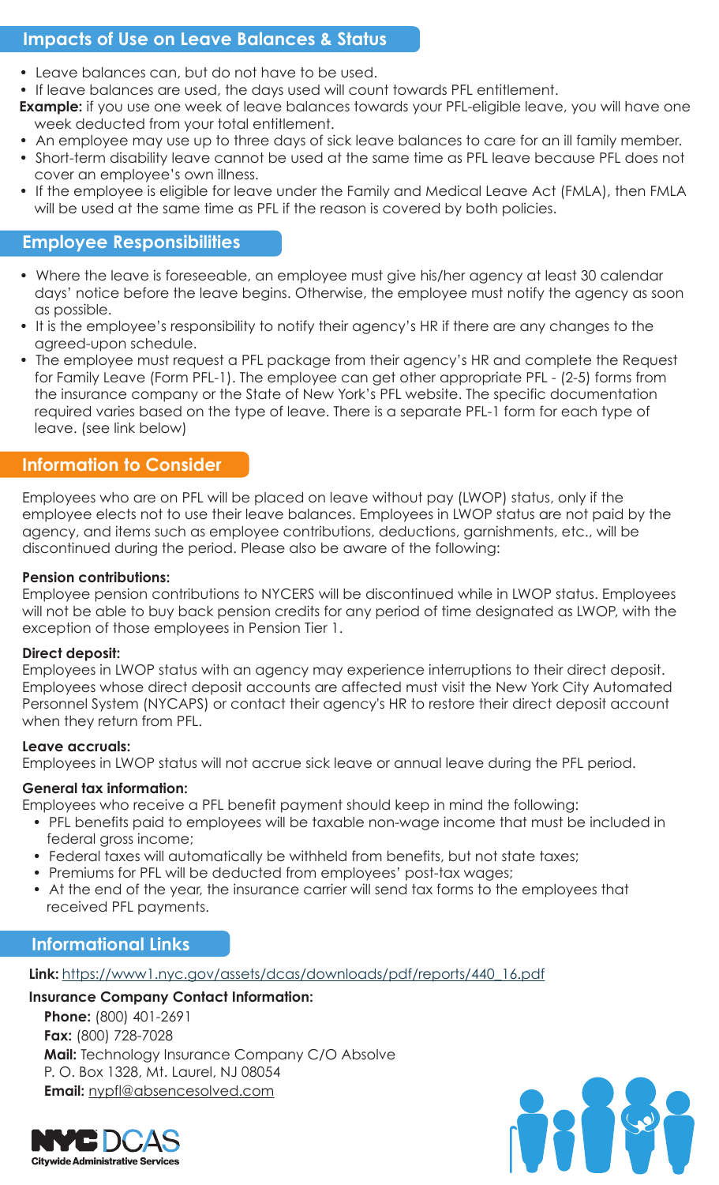## Impacts of Use on Leave Balances & Status

- Leave balances can, but do not have to be used.
- If leave balances are used, the days used will count towards PFL entitlement.

**Example:** if you use one week of leave balances towards your PFL-eligible leave, you will have one week deducted from your total entitlement.

- An employee may use up to three days of sick leave balances to care for an ill family member.
- Short-term disability leave cannot be used at the same time as PFL leave because PFL does not cover an employee's own illness.
- If the employee is eligible for leave under the Family and Medical Leave Act (FMLA), then FMLA will be used at the same time as PFL if the reason is covered by both policies.

## Employee Responsibilities

- Where the leave is foreseeable, an employee must give his/her agency at least 30 calendar days' notice before the leave begins. Otherwise, the employee must notify the agency as soon as possible.
- It is the employee's responsibility to notify their agency's HR if there are any changes to the agreed-upon schedule.
- The employee must request a PFL package from their agency's HR and complete the Request for Family Leave (Form PFL-1). The employee can get other appropriate PFL - (2-5) forms from the insurance company or the State of New York's PFL website. The specific documentation required varies based on the type of leave. There is a separate PFL-1 form for each type of leave. (see link below)

## Information to Consider

Employees who are on PFL will be placed on leave without pay (LWOP) status, only if the employee elects not to use their leave balances. Employees in LWOP status are not paid by the agency, and items such as employee contributions, deductions, garnishments, etc., will be discontinued during the period. Please also be aware of the following:

**Pension contributions:**
Employee pension contributions to NYCERS will be discontinued while in LWOP status. Employees will not be able to buy back pension credits for any period of time designated as LWOP, with the exception of those employees in Pension Tier 1.

**Direct deposit:**
Employees in LWOP status with an agency may experience interruptions to their direct deposit. Employees whose direct deposit accounts are affected must visit the New York City Automated Personnel System (NYCAPS) or contact their agency's HR to restore their direct deposit account when they return from PFL.

**Leave accruals:**
Employees in LWOP status will not accrue sick leave or annual leave during the PFL period.

**General tax information:**
Employees who receive a PFL benefit payment should keep in mind the following:

- PFL benefits paid to employees will be taxable non-wage income that must be included in federal gross income;
- Federal taxes will automatically be withheld from benefits, but not state taxes;
- Premiums for PFL will be deducted from employees' post-tax wages;
- At the end of the year, the insurance carrier will send tax forms to the employees that received PFL payments.

## Informational Links

**Link:** https://www1.nyc.gov/assets/dcas/downloads/pdf/reports/440_16.pdf

**Insurance Company Contact Information:**

**Phone:** (800) 401-2691
**Fax:** (800) 728-7028
**Mail:** Technology Insurance Company C/O Absolve
P. O. Box 1328, Mt. Laurel, NJ 08054
**Email:** nypfl@absencesolved.com

NYC DCAS
Citywide Administrative Services